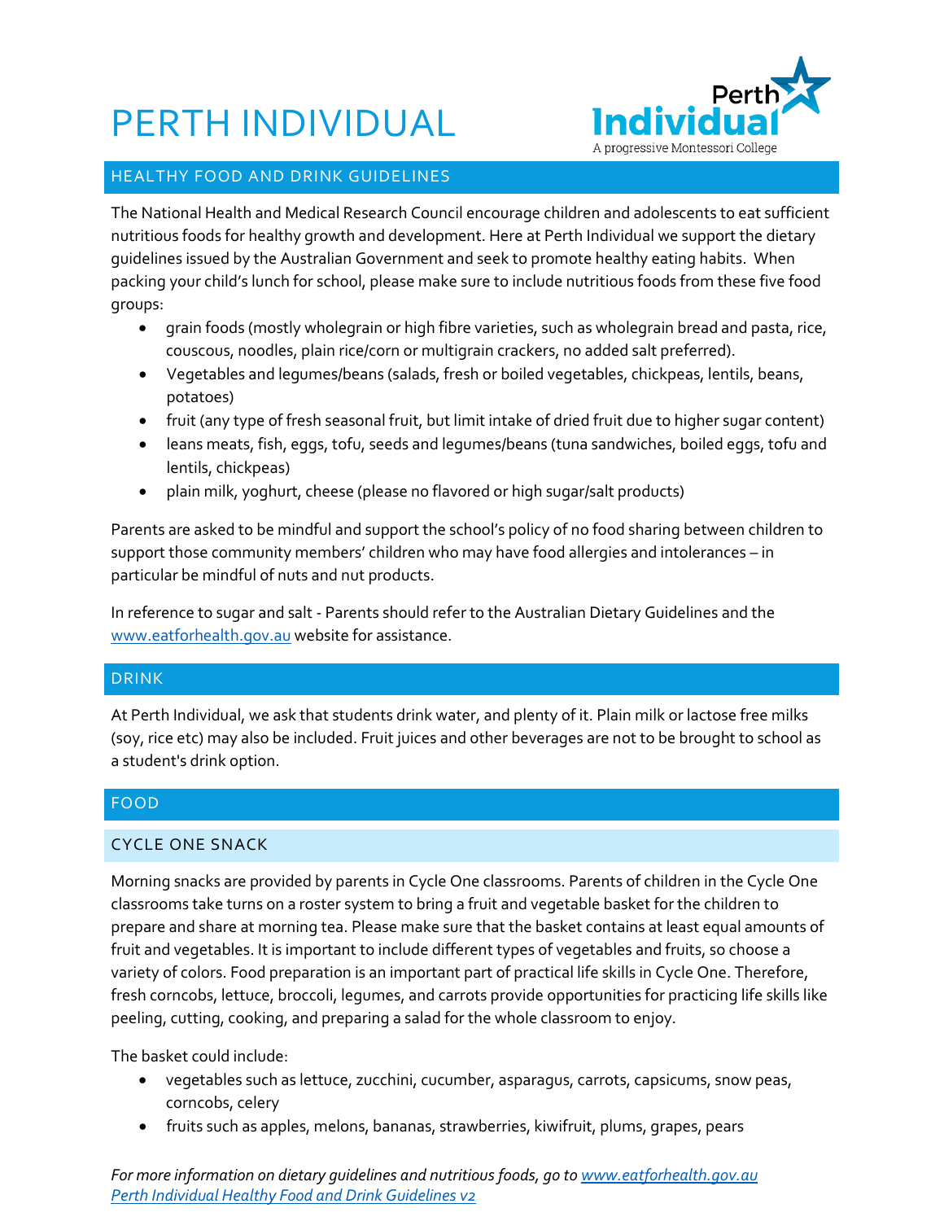# PERTH INDIVIDUAL

## HEALTHY FOOD AND DRINK GUIDELINES

The National Health and Medical Research Council encourage children and adolescents to eat sufficient nutritious foods for healthy growth and development. Here at Perth Individual we support the dietary guidelines issued by the Australian Government and seek to promote healthy eating habits. When packing your child's lunch for school, please make sure to include nutritious foods from these five food groups:

- grain foods (mostly wholegrain or high fibre varieties, such as wholegrain bread and pasta, rice, couscous, noodles, plain rice/corn or multigrain crackers, no added salt preferred).
- Vegetables and legumes/beans (salads, fresh or boiled vegetables, chickpeas, lentils, beans, potatoes)
- fruit (any type of fresh seasonal fruit, but limit intake of dried fruit due to higher sugar content)
- leans meats, fish, eggs, tofu, seeds and legumes/beans (tuna sandwiches, boiled eggs, tofu and lentils, chickpeas)
- plain milk, yoghurt, cheese (please no flavored or high sugar/salt products)

Parents are asked to be mindful and support the school's policy of no food sharing between children to support those community members' children who may have food allergies and intolerances – in particular be mindful of nuts and nut products.

In reference to sugar and salt - Parents should refer to the Australian Dietary Guidelines and the www.eatforhealth.gov.au website for assistance.

## DRINK

At Perth Individual, we ask that students drink water, and plenty of it. Plain milk or lactose free milks (soy, rice etc) may also be included. Fruit juices and other beverages are not to be brought to school as a student's drink option.

## FOOD

### CYCLE ONE SNACK

Morning snacks are provided by parents in Cycle One classrooms. Parents of children in the Cycle One classrooms take turns on a roster system to bring a fruit and vegetable basket for the children to prepare and share at morning tea. Please make sure that the basket contains at least equal amounts of fruit and vegetables. It is important to include different types of vegetables and fruits, so choose a variety of colors. Food preparation is an important part of practical life skills in Cycle One. Therefore, fresh corncobs, lettuce, broccoli, legumes, and carrots provide opportunities for practicing life skills like peeling, cutting, cooking, and preparing a salad for the whole classroom to enjoy.

The basket could include:

- vegetables such as lettuce, zucchini, cucumber, asparagus, carrots, capsicums, snow peas, corncobs, celery
- fruits such as apples, melons, bananas, strawberries, kiwifruit, plums, grapes, pears

*For more information on dietary guidelines and nutritious foods, go to www.eatforhealth.gov.au*
*Perth Individual Healthy Food and Drink Guidelines v2*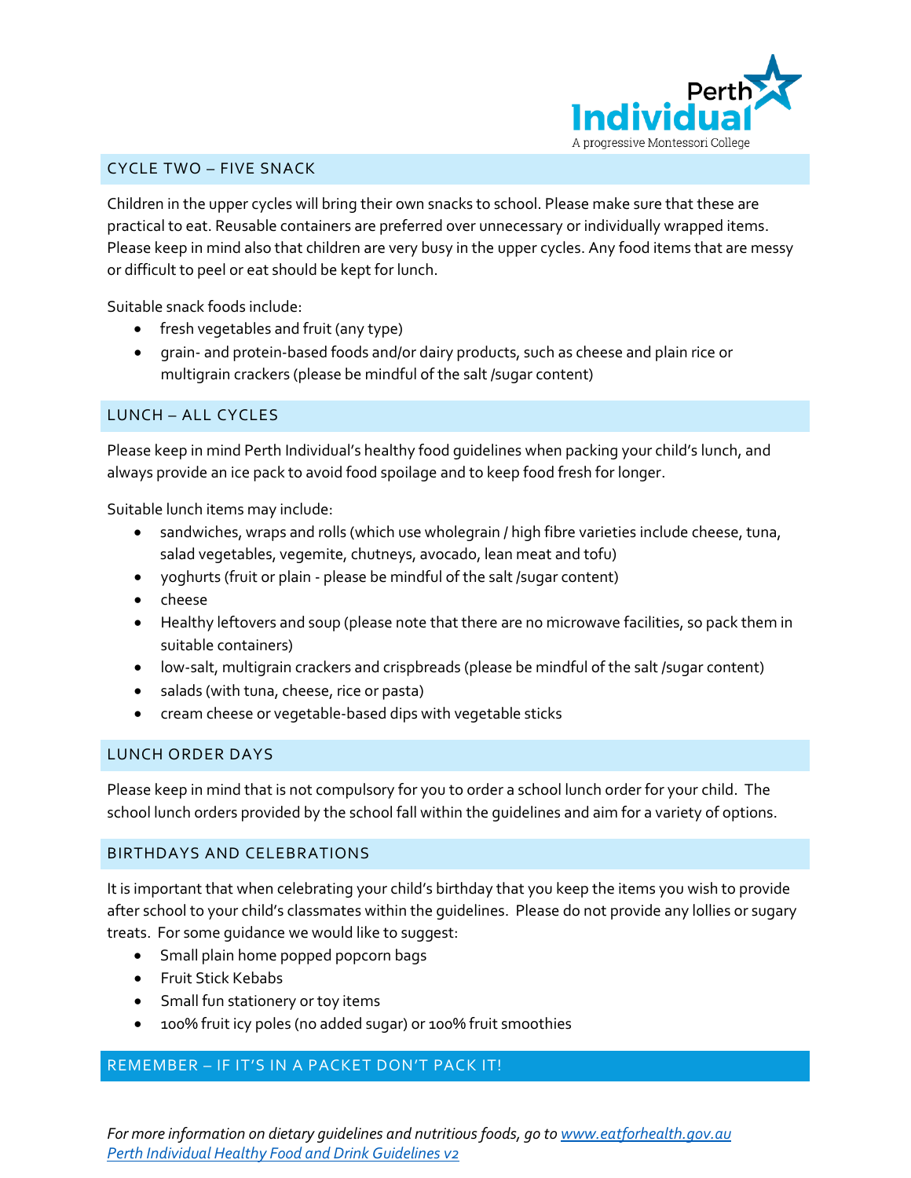## CYCLE TWO – FIVE SNACK

Children in the upper cycles will bring their own snacks to school. Please make sure that these are practical to eat. Reusable containers are preferred over unnecessary or individually wrapped items. Please keep in mind also that children are very busy in the upper cycles. Any food items that are messy or difficult to peel or eat should be kept for lunch.

Suitable snack foods include:

- fresh vegetables and fruit (any type)
- grain- and protein-based foods and/or dairy products, such as cheese and plain rice or multigrain crackers (please be mindful of the salt /sugar content)

## LUNCH – ALL CYCLES

Please keep in mind Perth Individual's healthy food guidelines when packing your child's lunch, and always provide an ice pack to avoid food spoilage and to keep food fresh for longer.

Suitable lunch items may include:

- sandwiches, wraps and rolls (which use wholegrain / high fibre varieties include cheese, tuna, salad vegetables, vegemite, chutneys, avocado, lean meat and tofu)
- yoghurts (fruit or plain - please be mindful of the salt /sugar content)
- cheese
- Healthy leftovers and soup (please note that there are no microwave facilities, so pack them in suitable containers)
- low-salt, multigrain crackers and crispbreads (please be mindful of the salt /sugar content)
- salads (with tuna, cheese, rice or pasta)
- cream cheese or vegetable-based dips with vegetable sticks

## LUNCH ORDER DAYS

Please keep in mind that is not compulsory for you to order a school lunch order for your child. The school lunch orders provided by the school fall within the guidelines and aim for a variety of options.

## BIRTHDAYS AND CELEBRATIONS

It is important that when celebrating your child's birthday that you keep the items you wish to provide after school to your child's classmates within the guidelines. Please do not provide any lollies or sugary treats. For some guidance we would like to suggest:

- Small plain home popped popcorn bags
- Fruit Stick Kebabs
- Small fun stationery or toy items
- 100% fruit icy poles (no added sugar) or 100% fruit smoothies

## REMEMBER – IF IT'S IN A PACKET DON'T PACK IT!

*For more information on dietary guidelines and nutritious foods, go to [www.eatforhealth.gov.au](www.eatforhealth.gov.au)*
*Perth Individual Healthy Food and Drink Guidelines v2*